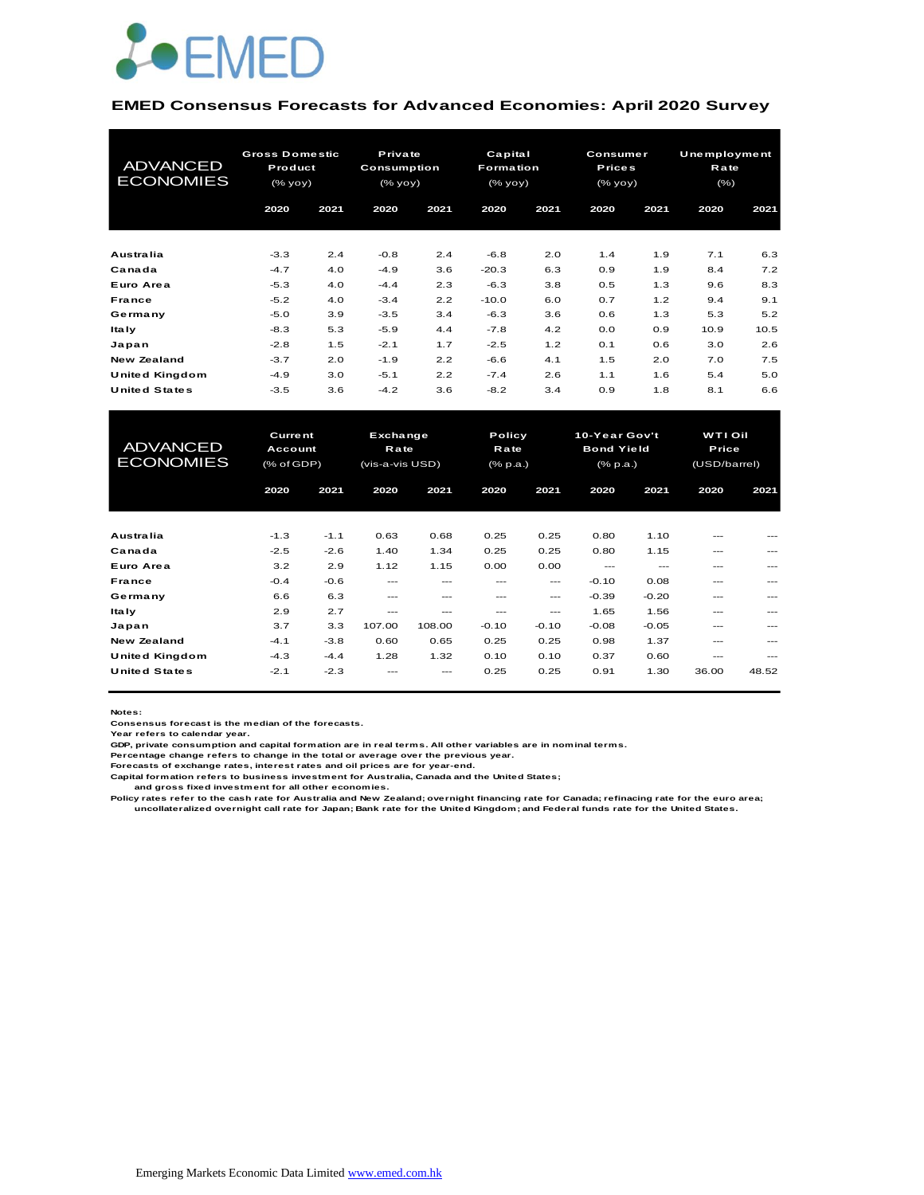EMED

# EMED Consensus Forecasts for Advanced Economies: April 2020 Survey

| ADVANCED ECONOMIES | Gross Domestic Product (% yoy) | | Private Consumption (% yoy) | | Capital Formation (% yoy) | | Consumer Prices (% yoy) | | Unemployment Rate (%) | |
|---|---|---|---|---|---|---|---|---|---|---|
| | 2020 | 2021 | 2020 | 2021 | 2020 | 2021 | 2020 | 2021 | 2020 | 2021 |
| Australia | -3.3 | 2.4 | -0.8 | 2.4 | -6.8 | 2.0 | 1.4 | 1.9 | 7.1 | 6.3 |
| Canada | -4.7 | 4.0 | -4.9 | 3.6 | -20.3 | 6.3 | 0.9 | 1.9 | 8.4 | 7.2 |
| Euro Area | -5.3 | 4.0 | -4.4 | 2.3 | -6.3 | 3.8 | 0.5 | 1.3 | 9.6 | 8.3 |
| France | -5.2 | 4.0 | -3.4 | 2.2 | -10.0 | 6.0 | 0.7 | 1.2 | 9.4 | 9.1 |
| Germany | -5.0 | 3.9 | -3.5 | 3.4 | -6.3 | 3.6 | 0.6 | 1.3 | 5.3 | 5.2 |
| Italy | -8.3 | 5.3 | -5.9 | 4.4 | -7.8 | 4.2 | 0.0 | 0.9 | 10.9 | 10.5 |
| Japan | -2.8 | 1.5 | -2.1 | 1.7 | -2.5 | 1.2 | 0.1 | 0.6 | 3.0 | 2.6 |
| New Zealand | -3.7 | 2.0 | -1.9 | 2.2 | -6.6 | 4.1 | 1.5 | 2.0 | 7.0 | 7.5 |
| United Kingdom | -4.9 | 3.0 | -5.1 | 2.2 | -7.4 | 2.6 | 1.1 | 1.6 | 5.4 | 5.0 |
| United States | -3.5 | 3.6 | -4.2 | 3.6 | -8.2 | 3.4 | 0.9 | 1.8 | 8.1 | 6.6 |

| ADVANCED ECONOMIES | Current Account (% of GDP) | | Exchange Rate (vis-a-vis USD) | | Policy Rate (% p.a.) | | 10-Year Gov't Bond Yield (% p.a.) | | WTI Oil Price (USD/barrel) | |
|---|---|---|---|---|---|---|---|---|---|---|
| | 2020 | 2021 | 2020 | 2021 | 2020 | 2021 | 2020 | 2021 | 2020 | 2021 |
| Australia | -1.3 | -1.1 | 0.63 | 0.68 | 0.25 | 0.25 | 0.80 | 1.10 | --- | --- |
| Canada | -2.5 | -2.6 | 1.40 | 1.34 | 0.25 | 0.25 | 0.80 | 1.15 | --- | --- |
| Euro Area | 3.2 | 2.9 | 1.12 | 1.15 | 0.00 | 0.00 | --- | --- | --- | --- |
| France | -0.4 | -0.6 | --- | --- | --- | --- | -0.10 | 0.08 | --- | --- |
| Germany | 6.6 | 6.3 | --- | --- | --- | --- | -0.39 | -0.20 | --- | --- |
| Italy | 2.9 | 2.7 | --- | --- | --- | --- | 1.65 | 1.56 | --- | --- |
| Japan | 3.7 | 3.3 | 107.00 | 108.00 | -0.10 | -0.10 | -0.08 | -0.05 | --- | --- |
| New Zealand | -4.1 | -3.8 | 0.60 | 0.65 | 0.25 | 0.25 | 0.98 | 1.37 | --- | --- |
| United Kingdom | -4.3 | -4.4 | 1.28 | 1.32 | 0.10 | 0.10 | 0.37 | 0.60 | --- | --- |
| United States | -2.1 | -2.3 | --- | --- | 0.25 | 0.25 | 0.91 | 1.30 | 36.00 | 48.52 |

**Notes:**
Consensus forecast is the median of the forecasts.
Year refers to calendar year.
GDP, private consumption and capital formation are in real terms. All other variables are in nominal terms.
Percentage change refers to change in the total or average over the previous year.
Forecasts of exchange rates, interest rates and oil prices are for year-end.
Capital formation refers to business investment for Australia, Canada and the United States;
and gross fixed investment for all other economies.
Policy rates refer to the cash rate for Australia and New Zealand; overnight financing rate for Canada; refinacing rate for the euro area;
uncollateralized overnight call rate for Japan; Bank rate for the United Kingdom; and Federal funds rate for the United States.

Emerging Markets Economic Data Limited [www.emed.com.hk](http://www.emed.com.hk)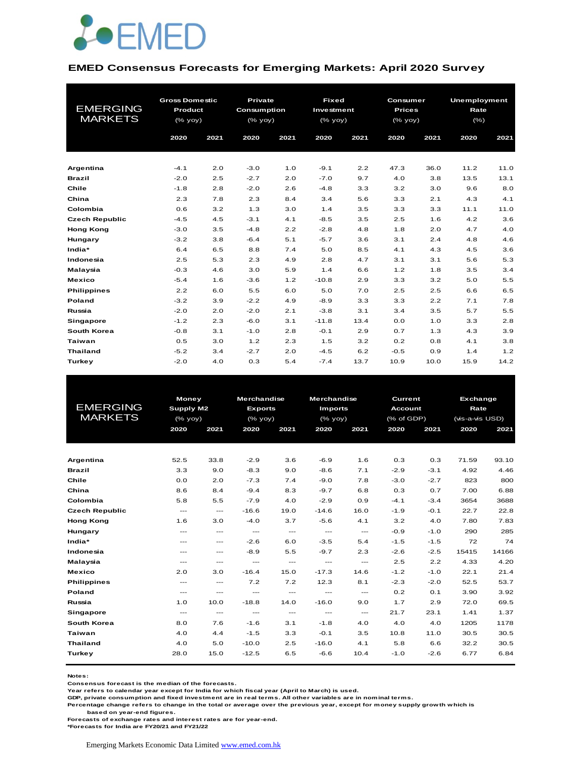# EMED

## EMED Consensus Forecasts for Emerging Markets: April 2020 Survey

| EMERGING MARKETS | Gross Domestic Product (% yoy) | | Private Consumption (% yoy) | | Fixed Investment (% yoy) | | Consumer Prices (% yoy) | | Unemployment Rate (%) | |
|---|---|---|---|---|---|---|---|---|---|---|
| | 2020 | 2021 | 2020 | 2021 | 2020 | 2021 | 2020 | 2021 | 2020 | 2021 |
| **Argentina** | -4.1 | 2.0 | -3.0 | 1.0 | -9.1 | 2.2 | 47.3 | 36.0 | 11.2 | 11.0 |
| **Brazil** | -2.0 | 2.5 | -2.7 | 2.0 | -7.0 | 9.7 | 4.0 | 3.8 | 13.5 | 13.1 |
| **Chile** | -1.8 | 2.8 | -2.0 | 2.6 | -4.8 | 3.3 | 3.2 | 3.0 | 9.6 | 8.0 |
| **China** | 2.3 | 7.8 | 2.3 | 8.4 | 3.4 | 5.6 | 3.3 | 2.1 | 4.3 | 4.1 |
| **Colombia** | 0.6 | 3.2 | 1.3 | 3.0 | 1.4 | 3.5 | 3.3 | 3.3 | 11.1 | 11.0 |
| **Czech Republic** | -4.5 | 4.5 | -3.1 | 4.1 | -8.5 | 3.5 | 2.5 | 1.6 | 4.2 | 3.6 |
| **Hong Kong** | -3.0 | 3.5 | -4.8 | 2.2 | -2.8 | 4.8 | 1.8 | 2.0 | 4.7 | 4.0 |
| **Hungary** | -3.2 | 3.8 | -6.4 | 5.1 | -5.7 | 3.6 | 3.1 | 2.4 | 4.8 | 4.6 |
| **India*** | 6.4 | 6.5 | 8.8 | 7.4 | 5.0 | 8.5 | 4.1 | 4.3 | 4.5 | 3.6 |
| **Indonesia** | 2.5 | 5.3 | 2.3 | 4.9 | 2.8 | 4.7 | 3.1 | 3.1 | 5.6 | 5.3 |
| **Malaysia** | -0.3 | 4.6 | 3.0 | 5.9 | 1.4 | 6.6 | 1.2 | 1.8 | 3.5 | 3.4 |
| **Mexico** | -5.4 | 1.6 | -3.6 | 1.2 | -10.8 | 2.9 | 3.3 | 3.2 | 5.0 | 5.5 |
| **Philippines** | 2.2 | 6.0 | 5.5 | 6.0 | 5.0 | 7.0 | 2.5 | 2.5 | 6.6 | 6.5 |
| **Poland** | -3.2 | 3.9 | -2.2 | 4.9 | -8.9 | 3.3 | 3.3 | 2.2 | 7.1 | 7.8 |
| **Russia** | -2.0 | 2.0 | -2.0 | 2.1 | -3.8 | 3.1 | 3.4 | 3.5 | 5.7 | 5.5 |
| **Singapore** | -1.2 | 2.3 | -6.0 | 3.1 | -11.8 | 13.4 | 0.0 | 1.0 | 3.3 | 2.8 |
| **South Korea** | -0.8 | 3.1 | -1.0 | 2.8 | -0.1 | 2.9 | 0.7 | 1.3 | 4.3 | 3.9 |
| **Taiwan** | 0.5 | 3.0 | 1.2 | 2.3 | 1.5 | 3.2 | 0.2 | 0.8 | 4.1 | 3.8 |
| **Thailand** | -5.2 | 3.4 | -2.7 | 2.0 | -4.5 | 6.2 | -0.5 | 0.9 | 1.4 | 1.2 |
| **Turkey** | -2.0 | 4.0 | 0.3 | 5.4 | -7.4 | 13.7 | 10.9 | 10.0 | 15.9 | 14.2 |

| EMERGING MARKETS | Money Supply M2 (% yoy) | | Merchandise Exports (% yoy) | | Merchandise Imports (% yoy) | | Current Account (% of GDP) | | Exchange Rate (vis-a-vis USD) | |
|---|---|---|---|---|---|---|---|---|---|---|
| | 2020 | 2021 | 2020 | 2021 | 2020 | 2021 | 2020 | 2021 | 2020 | 2021 |
| **Argentina** | 52.5 | 33.8 | -2.9 | 3.6 | -6.9 | 1.6 | 0.3 | 0.3 | 71.59 | 93.10 |
| **Brazil** | 3.3 | 9.0 | -8.3 | 9.0 | -8.6 | 7.1 | -2.9 | -3.1 | 4.92 | 4.46 |
| **Chile** | 0.0 | 2.0 | -7.3 | 7.4 | -9.0 | 7.8 | -3.0 | -2.7 | 823 | 800 |
| **China** | 8.6 | 8.4 | -9.4 | 8.3 | -9.7 | 6.8 | 0.3 | 0.7 | 7.00 | 6.88 |
| **Colombia** | 5.8 | 5.5 | -7.9 | 4.0 | -2.9 | 0.9 | -4.1 | -3.4 | 3654 | 3688 |
| **Czech Republic** | --- | --- | -16.6 | 19.0 | -14.6 | 16.0 | -1.9 | -0.1 | 22.7 | 22.8 |
| **Hong Kong** | 1.6 | 3.0 | -4.0 | 3.7 | -5.6 | 4.1 | 3.2 | 4.0 | 7.80 | 7.83 |
| **Hungary** | --- | --- | --- | --- | --- | --- | -0.9 | -1.0 | 290 | 285 |
| **India*** | --- | --- | -2.6 | 6.0 | -3.5 | 5.4 | -1.5 | -1.5 | 72 | 74 |
| **Indonesia** | --- | --- | -8.9 | 5.5 | -9.7 | 2.3 | -2.6 | -2.5 | 15415 | 14166 |
| **Malaysia** | --- | --- | --- | --- | --- | --- | 2.5 | 2.2 | 4.33 | 4.20 |
| **Mexico** | 2.0 | 3.0 | -16.4 | 15.0 | -17.3 | 14.6 | -1.2 | -1.0 | 22.1 | 21.4 |
| **Philippines** | --- | --- | 7.2 | 7.2 | 12.3 | 8.1 | -2.3 | -2.0 | 52.5 | 53.7 |
| **Poland** | --- | --- | --- | --- | --- | --- | 0.2 | 0.1 | 3.90 | 3.92 |
| **Russia** | 1.0 | 10.0 | -18.8 | 14.0 | -16.0 | 9.0 | 1.7 | 2.9 | 72.0 | 69.5 |
| **Singapore** | --- | --- | --- | --- | --- | --- | 21.7 | 23.1 | 1.41 | 1.37 |
| **South Korea** | 8.0 | 7.6 | -1.6 | 3.1 | -1.8 | 4.0 | 4.0 | 4.0 | 1205 | 1178 |
| **Taiwan** | 4.0 | 4.4 | -1.5 | 3.3 | -0.1 | 3.5 | 10.8 | 11.0 | 30.5 | 30.5 |
| **Thailand** | 4.0 | 5.0 | -10.0 | 2.5 | -16.0 | 4.1 | 5.8 | 6.6 | 32.2 | 30.5 |
| **Turkey** | 28.0 | 15.0 | -12.5 | 6.5 | -6.6 | 10.4 | -1.0 | -2.6 | 6.77 | 6.84 |

**Notes:**
**Consensus forecast is the median of the forecasts.**
**Year refers to calendar year except for India for which fiscal year (April to March) is used.**
**GDP, private consumption and fixed investment are in real terms. All other variables are in nominal terms.**
**Percentage change refers to change in the total or average over the previous year, except for money supply growth which is based on year-end figures.**
**Forecasts of exchange rates and interest rates are for year-end.**
***Forecasts for India are FY20/21 and FY21/22**

Emerging Markets Economic Data Limited www.emed.com.hk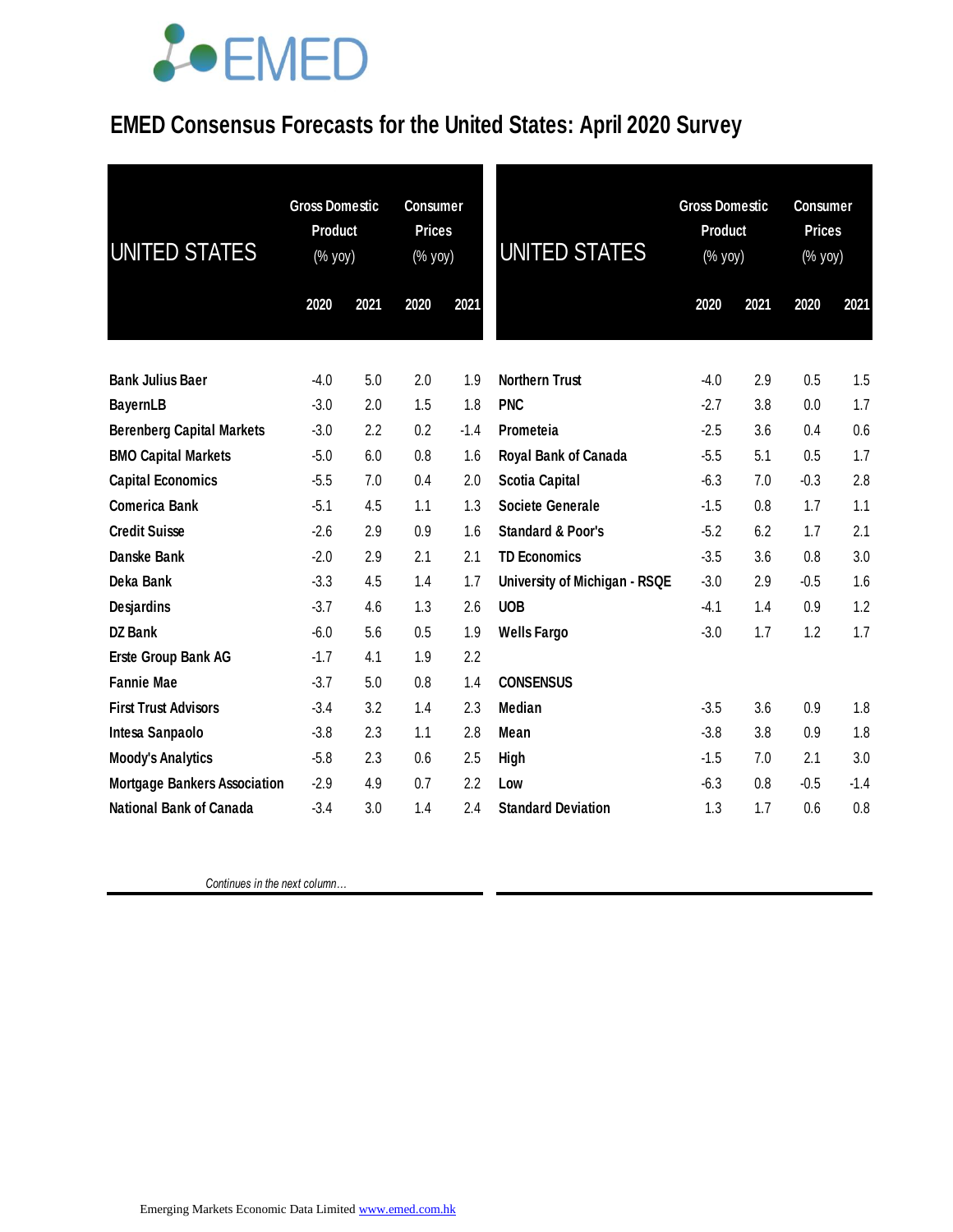# EMED Consensus Forecasts for the United States: April 2020 Survey

| UNITED STATES | Gross Domestic Product (% yoy) | | Consumer Prices (% yoy) | |
|---|---|---|---|---|
| | 2020 | 2021 | 2020 | 2021 |
| **Bank Julius Baer** | -4.0 | 5.0 | 2.0 | 1.9 |
| **BayernLB** | -3.0 | 2.0 | 1.5 | 1.8 |
| **Berenberg Capital Markets** | -3.0 | 2.2 | 0.2 | -1.4 |
| **BMO Capital Markets** | -5.0 | 6.0 | 0.8 | 1.6 |
| **Capital Economics** | -5.5 | 7.0 | 0.4 | 2.0 |
| **Comerica Bank** | -5.1 | 4.5 | 1.1 | 1.3 |
| **Credit Suisse** | -2.6 | 2.9 | 0.9 | 1.6 |
| **Danske Bank** | -2.0 | 2.9 | 2.1 | 2.1 |
| **Deka Bank** | -3.3 | 4.5 | 1.4 | 1.7 |
| **Desjardins** | -3.7 | 4.6 | 1.3 | 2.6 |
| **DZ Bank** | -6.0 | 5.6 | 0.5 | 1.9 |
| **Erste Group Bank AG** | -1.7 | 4.1 | 1.9 | 2.2 |
| **Fannie Mae** | -3.7 | 5.0 | 0.8 | 1.4 |
| **First Trust Advisors** | -3.4 | 3.2 | 1.4 | 2.3 |
| **Intesa Sanpaolo** | -3.8 | 2.3 | 1.1 | 2.8 |
| **Moody's Analytics** | -5.8 | 2.3 | 0.6 | 2.5 |
| **Mortgage Bankers Association** | -2.9 | 4.9 | 0.7 | 2.2 |
| **National Bank of Canada** | -3.4 | 3.0 | 1.4 | 2.4 |
| **Northern Trust** | -4.0 | 2.9 | 0.5 | 1.5 |
| **PNC** | -2.7 | 3.8 | 0.0 | 1.7 |
| **Prometeia** | -2.5 | 3.6 | 0.4 | 0.6 |
| **Royal Bank of Canada** | -5.5 | 5.1 | 0.5 | 1.7 |
| **Scotia Capital** | -6.3 | 7.0 | -0.3 | 2.8 |
| **Societe Generale** | -1.5 | 0.8 | 1.7 | 1.1 |
| **Standard & Poor's** | -5.2 | 6.2 | 1.7 | 2.1 |
| **TD Economics** | -3.5 | 3.6 | 0.8 | 3.0 |
| **University of Michigan - RSQE** | -3.0 | 2.9 | -0.5 | 1.6 |
| **UOB** | -4.1 | 1.4 | 0.9 | 1.2 |
| **Wells Fargo** | -3.0 | 1.7 | 1.2 | 1.7 |
| **CONSENSUS** | | | | |
| **Median** | -3.5 | 3.6 | 0.9 | 1.8 |
| **Mean** | -3.8 | 3.8 | 0.9 | 1.8 |
| **High** | -1.5 | 7.0 | 2.1 | 3.0 |
| **Low** | -6.3 | 0.8 | -0.5 | -1.4 |
| **Standard Deviation** | 1.3 | 1.7 | 0.6 | 0.8 |

*Continues in the next column…*

Emerging Markets Economic Data Limited www.emed.com.hk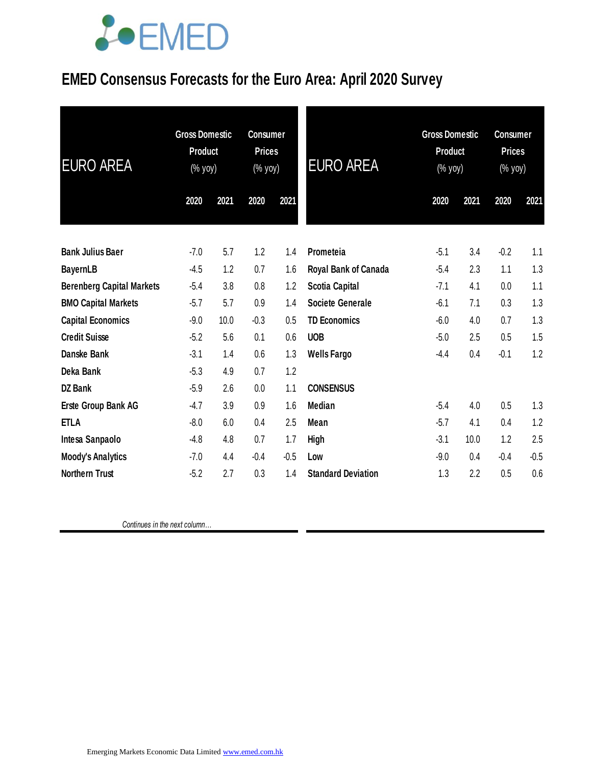# EMED Consensus Forecasts for the Euro Area: April 2020 Survey

| EURO AREA | Gross Domestic Product (% yoy) | | Consumer Prices (% yoy) | |
|---|---|---|---|---|
| | 2020 | 2021 | 2020 | 2021 |
| Bank Julius Baer | -7.0 | 5.7 | 1.2 | 1.4 |
| BayernLB | -4.5 | 1.2 | 0.7 | 1.6 |
| Berenberg Capital Markets | -5.4 | 3.8 | 0.8 | 1.2 |
| BMO Capital Markets | -5.7 | 5.7 | 0.9 | 1.4 |
| Capital Economics | -9.0 | 10.0 | -0.3 | 0.5 |
| Credit Suisse | -5.2 | 5.6 | 0.1 | 0.6 |
| Danske Bank | -3.1 | 1.4 | 0.6 | 1.3 |
| Deka Bank | -5.3 | 4.9 | 0.7 | 1.2 |
| DZ Bank | -5.9 | 2.6 | 0.0 | 1.1 |
| Erste Group Bank AG | -4.7 | 3.9 | 0.9 | 1.6 |
| ETLA | -8.0 | 6.0 | 0.4 | 2.5 |
| Intesa Sanpaolo | -4.8 | 4.8 | 0.7 | 1.7 |
| Moody's Analytics | -7.0 | 4.4 | -0.4 | -0.5 |
| Northern Trust | -5.2 | 2.7 | 0.3 | 1.4 |
| Prometeia | -5.1 | 3.4 | -0.2 | 1.1 |
| Royal Bank of Canada | -5.4 | 2.3 | 1.1 | 1.3 |
| Scotia Capital | -7.1 | 4.1 | 0.0 | 1.1 |
| Societe Generale | -6.1 | 7.1 | 0.3 | 1.3 |
| TD Economics | -6.0 | 4.0 | 0.7 | 1.3 |
| UOB | -5.0 | 2.5 | 0.5 | 1.5 |
| Wells Fargo | -4.4 | 0.4 | -0.1 | 1.2 |
| **CONSENSUS** | | | | |
| Median | -5.4 | 4.0 | 0.5 | 1.3 |
| Mean | -5.7 | 4.1 | 0.4 | 1.2 |
| High | -3.1 | 10.0 | 1.2 | 2.5 |
| Low | -9.0 | 0.4 | -0.4 | -0.5 |
| Standard Deviation | 1.3 | 2.2 | 0.5 | 0.6 |

*Continues in the next column…*

Emerging Markets Economic Data Limited www.emed.com.hk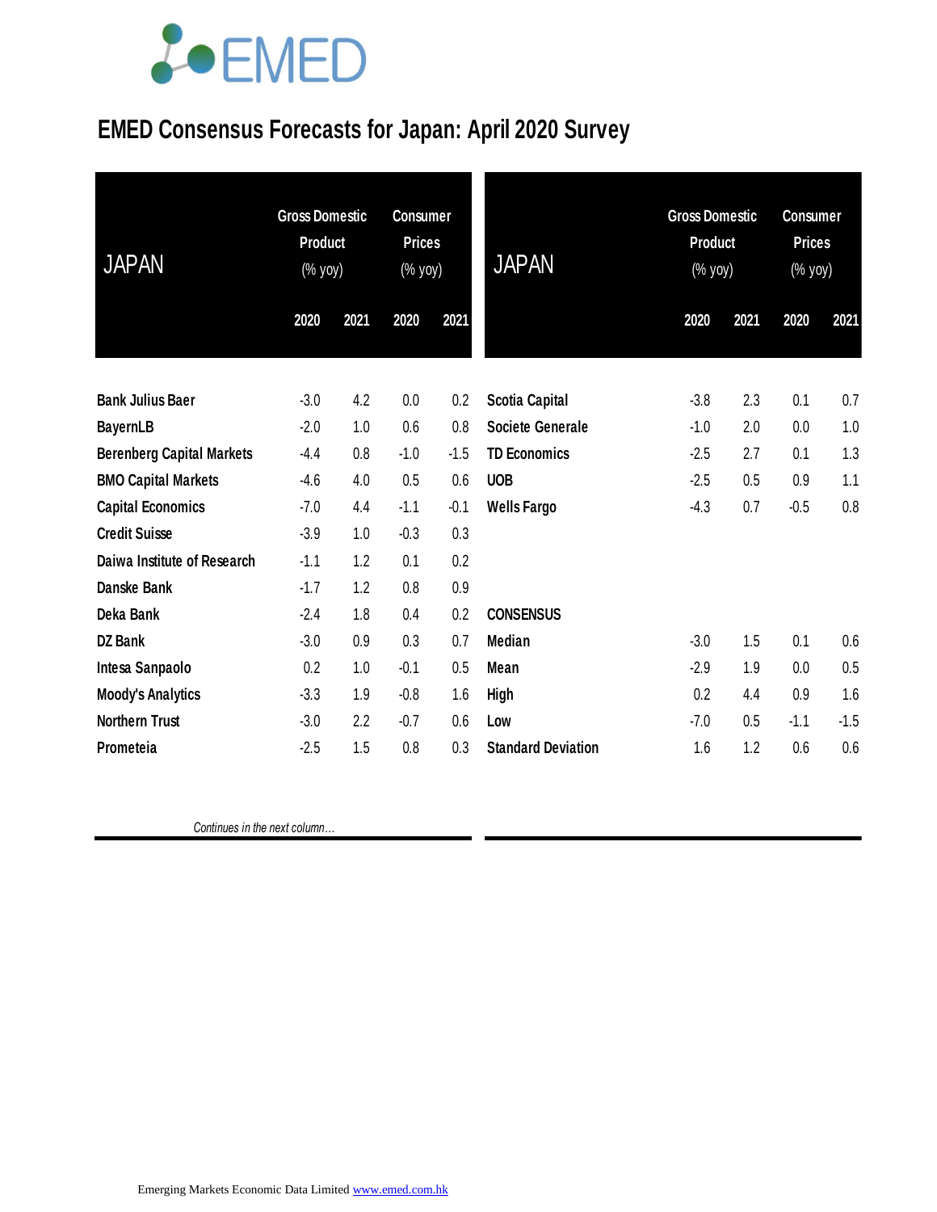# EMED Consensus Forecasts for Japan: April 2020 Survey

| JAPAN | Gross Domestic Product (% yoy) | | Consumer Prices (% yoy) | |
|---|---|---|---|---|
| | 2020 | 2021 | 2020 | 2021 |
| Bank Julius Baer | -3.0 | 4.2 | 0.0 | 0.2 |
| BayernLB | -2.0 | 1.0 | 0.6 | 0.8 |
| Berenberg Capital Markets | -4.4 | 0.8 | -1.0 | -1.5 |
| BMO Capital Markets | -4.6 | 4.0 | 0.5 | 0.6 |
| Capital Economics | -7.0 | 4.4 | -1.1 | -0.1 |
| Credit Suisse | -3.9 | 1.0 | -0.3 | 0.3 |
| Daiwa Institute of Research | -1.1 | 1.2 | 0.1 | 0.2 |
| Danske Bank | -1.7 | 1.2 | 0.8 | 0.9 |
| Deka Bank | -2.4 | 1.8 | 0.4 | 0.2 |
| DZ Bank | -3.0 | 0.9 | 0.3 | 0.7 |
| Intesa Sanpaolo | 0.2 | 1.0 | -0.1 | 0.5 |
| Moody's Analytics | -3.3 | 1.9 | -0.8 | 1.6 |
| Northern Trust | -3.0 | 2.2 | -0.7 | 0.6 |
| Prometeia | -2.5 | 1.5 | 0.8 | 0.3 |
| Scotia Capital | -3.8 | 2.3 | 0.1 | 0.7 |
| Societe Generale | -1.0 | 2.0 | 0.0 | 1.0 |
| TD Economics | -2.5 | 2.7 | 0.1 | 1.3 |
| UOB | -2.5 | 0.5 | 0.9 | 1.1 |
| Wells Fargo | -4.3 | 0.7 | -0.5 | 0.8 |
| **CONSENSUS** | | | | |
| Median | -3.0 | 1.5 | 0.1 | 0.6 |
| Mean | -2.9 | 1.9 | 0.0 | 0.5 |
| High | 0.2 | 4.4 | 0.9 | 1.6 |
| Low | -7.0 | 0.5 | -1.1 | -1.5 |
| Standard Deviation | 1.6 | 1.2 | 0.6 | 0.6 |

Emerging Markets Economic Data Limited www.emed.com.hk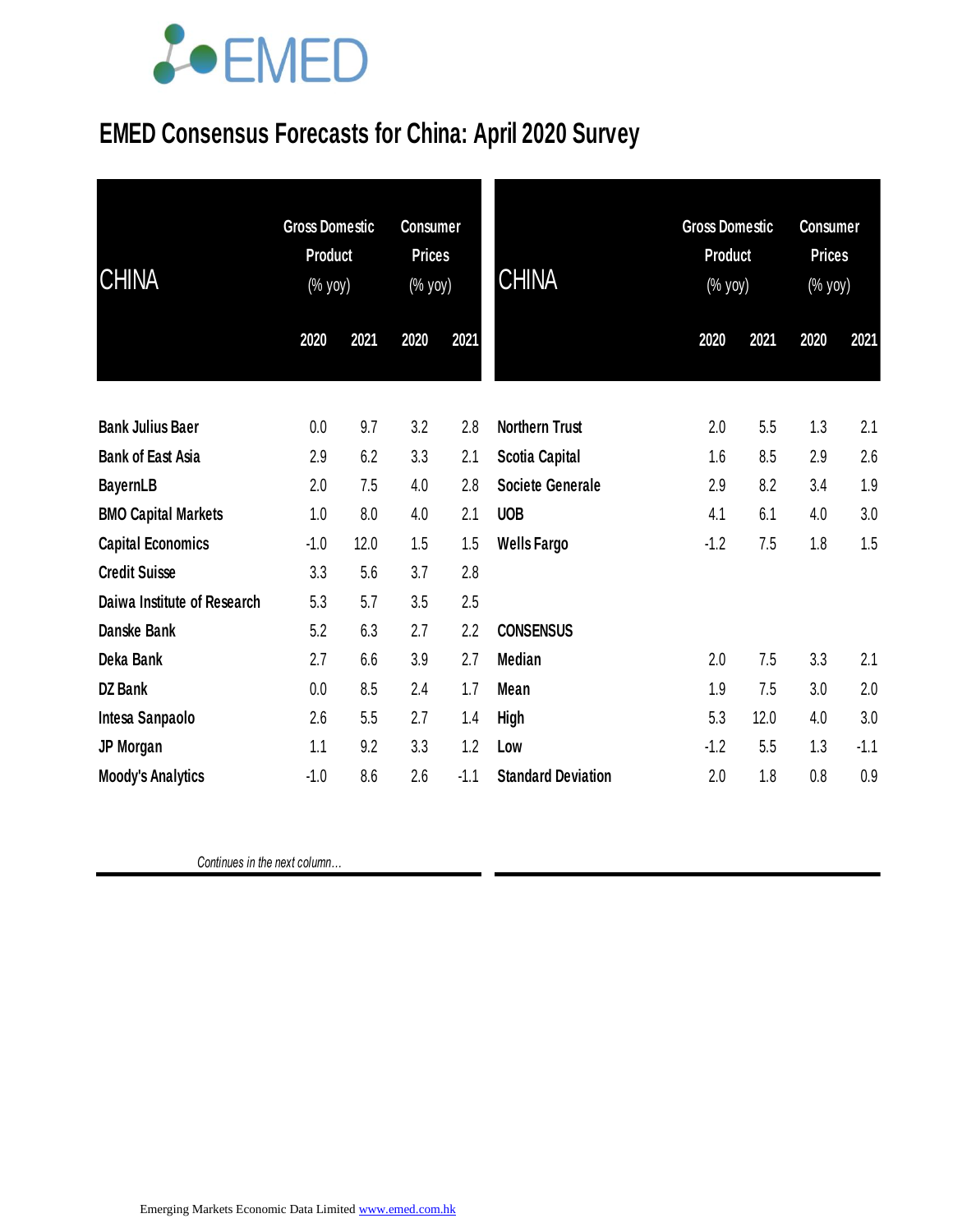# EMED Consensus Forecasts for China: April 2020 Survey

| CHINA | Gross Domestic Product (% yoy) | | Consumer Prices (% yoy) | |
|---|---|---|---|---|
| | 2020 | 2021 | 2020 | 2021 |
| Bank Julius Baer | 0.0 | 9.7 | 3.2 | 2.8 |
| Bank of East Asia | 2.9 | 6.2 | 3.3 | 2.1 |
| BayernLB | 2.0 | 7.5 | 4.0 | 2.8 |
| BMO Capital Markets | 1.0 | 8.0 | 4.0 | 2.1 |
| Capital Economics | -1.0 | 12.0 | 1.5 | 1.5 |
| Credit Suisse | 3.3 | 5.6 | 3.7 | 2.8 |
| Daiwa Institute of Research | 5.3 | 5.7 | 3.5 | 2.5 |
| Danske Bank | 5.2 | 6.3 | 2.7 | 2.2 |
| Deka Bank | 2.7 | 6.6 | 3.9 | 2.7 |
| DZ Bank | 0.0 | 8.5 | 2.4 | 1.7 |
| Intesa Sanpaolo | 2.6 | 5.5 | 2.7 | 1.4 |
| JP Morgan | 1.1 | 9.2 | 3.3 | 1.2 |
| Moody's Analytics | -1.0 | 8.6 | 2.6 | -1.1 |

*Continues in the next column…*

| CHINA | Gross Domestic Product (% yoy) | | Consumer Prices (% yoy) | |
|---|---|---|---|---|
| | 2020 | 2021 | 2020 | 2021 |
| Northern Trust | 2.0 | 5.5 | 1.3 | 2.1 |
| Scotia Capital | 1.6 | 8.5 | 2.9 | 2.6 |
| Societe Generale | 2.9 | 8.2 | 3.4 | 1.9 |
| UOB | 4.1 | 6.1 | 4.0 | 3.0 |
| Wells Fargo | -1.2 | 7.5 | 1.8 | 1.5 |
| **CONSENSUS** | | | | |
| Median | 2.0 | 7.5 | 3.3 | 2.1 |
| Mean | 1.9 | 7.5 | 3.0 | 2.0 |
| High | 5.3 | 12.0 | 4.0 | 3.0 |
| Low | -1.2 | 5.5 | 1.3 | -1.1 |
| Standard Deviation | 2.0 | 1.8 | 0.8 | 0.9 |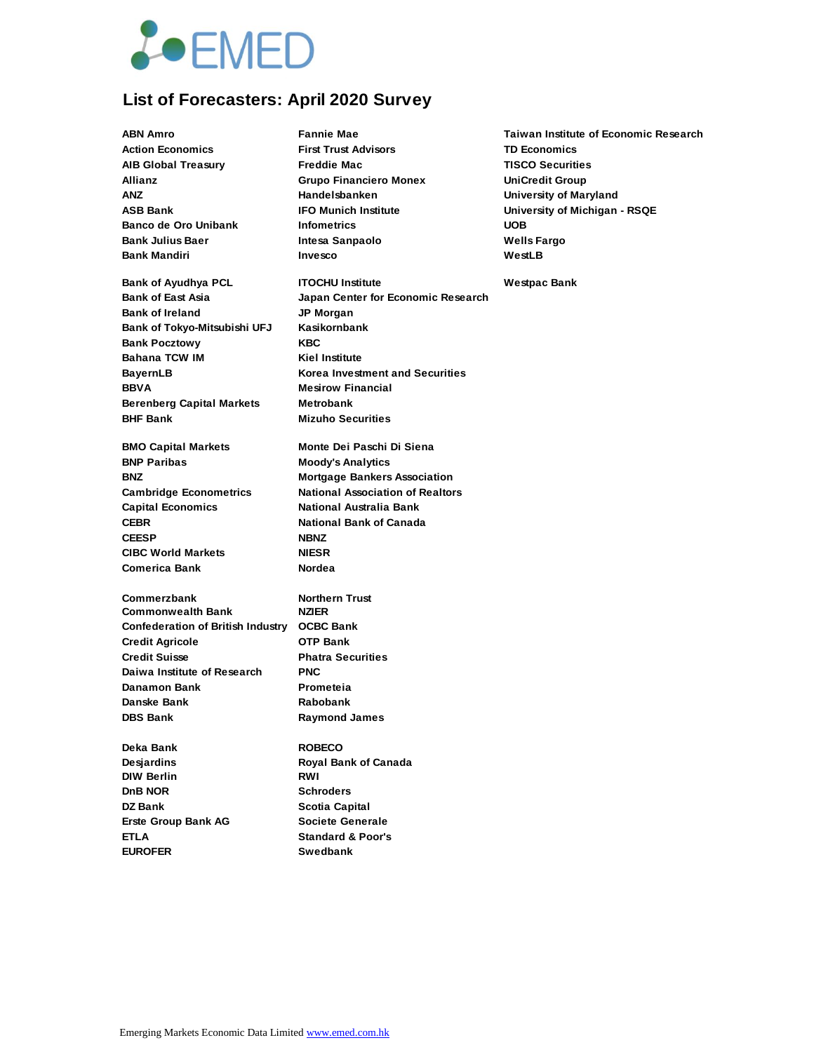# List of Forecasters: April 2020 Survey

ABN Amro
Action Economics
AIB Global Treasury
Allianz
ANZ
ASB Bank
Banco de Oro Unibank
Bank Julius Baer
Bank Mandiri

Bank of Ayudhya PCL
Bank of East Asia
Bank of Ireland
Bank of Tokyo-Mitsubishi UFJ
Bank Pocztowy
Bahana TCW IM
BayernLB
BBVA
Berenberg Capital Markets
BHF Bank

BMO Capital Markets
BNP Paribas
BNZ
Cambridge Econometrics
Capital Economics
CEBR
CEESP
CIBC World Markets
Comerica Bank

Commerzbank
Commonwealth Bank
Confederation of British Industry
Credit Agricole
Credit Suisse
Daiwa Institute of Research
Danamon Bank
Danske Bank
DBS Bank

Deka Bank
Desjardins
DIW Berlin
DnB NOR
DZ Bank
Erste Group Bank AG
ETLA
EUROFER

Fannie Mae
First Trust Advisors
Freddie Mac
Grupo Financiero Monex
Handelsbanken
IFO Munich Institute
Infometrics
Intesa Sanpaolo
Invesco

ITOCHU Institute
Japan Center for Economic Research
JP Morgan
Kasikornbank
KBC
Kiel Institute
Korea Investment and Securities
Mesirow Financial
Metrobank
Mizuho Securities

Monte Dei Paschi Di Siena
Moody's Analytics
Mortgage Bankers Association
National Association of Realtors
National Australia Bank
National Bank of Canada
NBNZ
NIESR
Nordea

Northern Trust
NZIER
OCBC Bank
OTP Bank
Phatra Securities
PNC
Prometeia
Rabobank
Raymond James

ROBECO
Royal Bank of Canada
RWI
Schroders
Scotia Capital
Societe Generale
Standard & Poor's
Swedbank

Taiwan Institute of Economic Research
TD Economics
TISCO Securities
UniCredit Group
University of Maryland
University of Michigan - RSQE
UOB
Wells Fargo
WestLB

Westpac Bank

Emerging Markets Economic Data Limited www.emed.com.hk